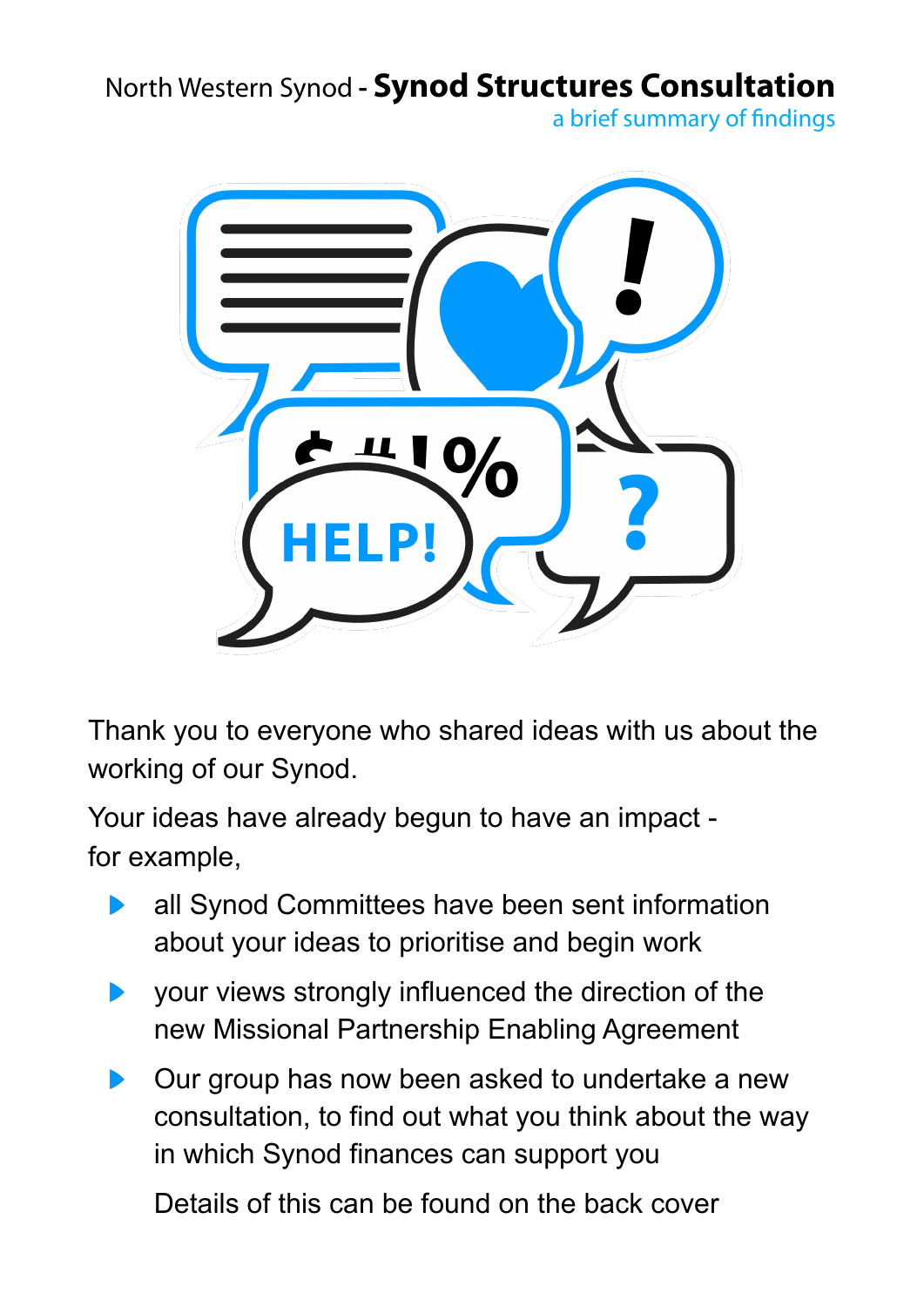North Western Synod - **Synod Structures Consultation**

a brief summary of findings

Thank you to everyone who shared ideas with us about the working of our Synod.

Your ideas have already begun to have an impact - for example,

- all Synod Committees have been sent information about your ideas to prioritise and begin work
- your views strongly influenced the direction of the new Missional Partnership Enabling Agreement
- Our group has now been asked to undertake a new consultation, to find out what you think about the way in which Synod finances can support you

  Details of this can be found on the back cover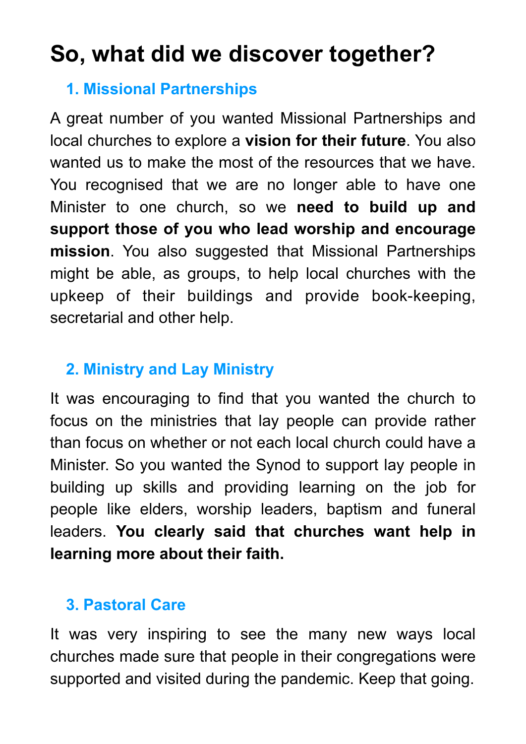# So, what did we discover together?

### 1. Missional Partnerships

A great number of you wanted Missional Partnerships and local churches to explore a **vision for their future**. You also wanted us to make the most of the resources that we have. You recognised that we are no longer able to have one Minister to one church, so we **need to build up and support those of you who lead worship and encourage mission**. You also suggested that Missional Partnerships might be able, as groups, to help local churches with the upkeep of their buildings and provide book-keeping, secretarial and other help.

### 2. Ministry and Lay Ministry

It was encouraging to find that you wanted the church to focus on the ministries that lay people can provide rather than focus on whether or not each local church could have a Minister. So you wanted the Synod to support lay people in building up skills and providing learning on the job for people like elders, worship leaders, baptism and funeral leaders. **You clearly said that churches want help in learning more about their faith.**

### 3. Pastoral Care

It was very inspiring to see the many new ways local churches made sure that people in their congregations were supported and visited during the pandemic. Keep that going.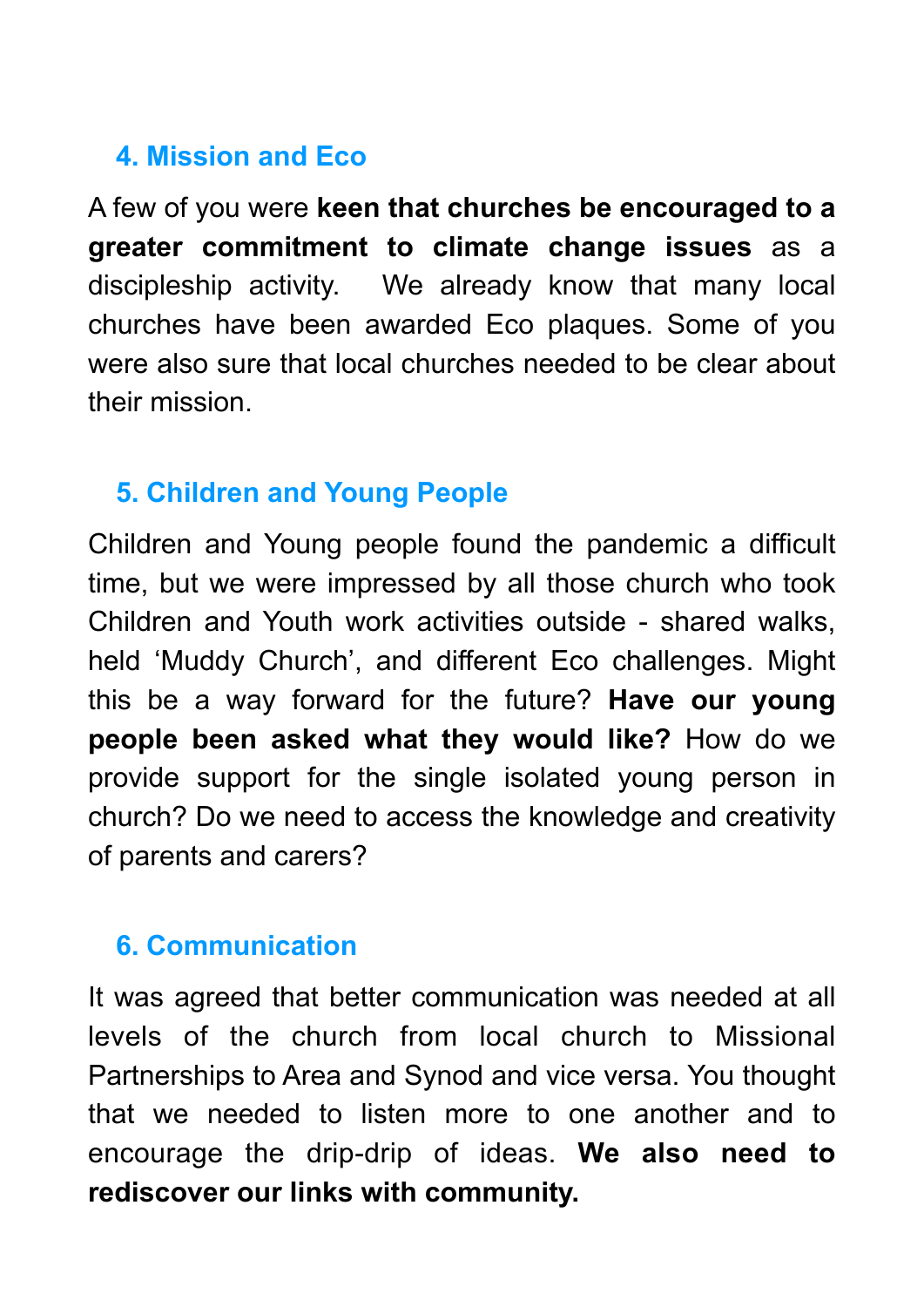### 4. Mission and Eco

A few of you were **keen that churches be encouraged to a greater commitment to climate change issues** as a discipleship activity. We already know that many local churches have been awarded Eco plaques. Some of you were also sure that local churches needed to be clear about their mission.

### 5. Children and Young People

Children and Young people found the pandemic a difficult time, but we were impressed by all those church who took Children and Youth work activities outside - shared walks, held 'Muddy Church', and different Eco challenges. Might this be a way forward for the future? **Have our young people been asked what they would like?** How do we provide support for the single isolated young person in church? Do we need to access the knowledge and creativity of parents and carers?

### 6. Communication

It was agreed that better communication was needed at all levels of the church from local church to Missional Partnerships to Area and Synod and vice versa. You thought that we needed to listen more to one another and to encourage the drip-drip of ideas. **We also need to rediscover our links with community.**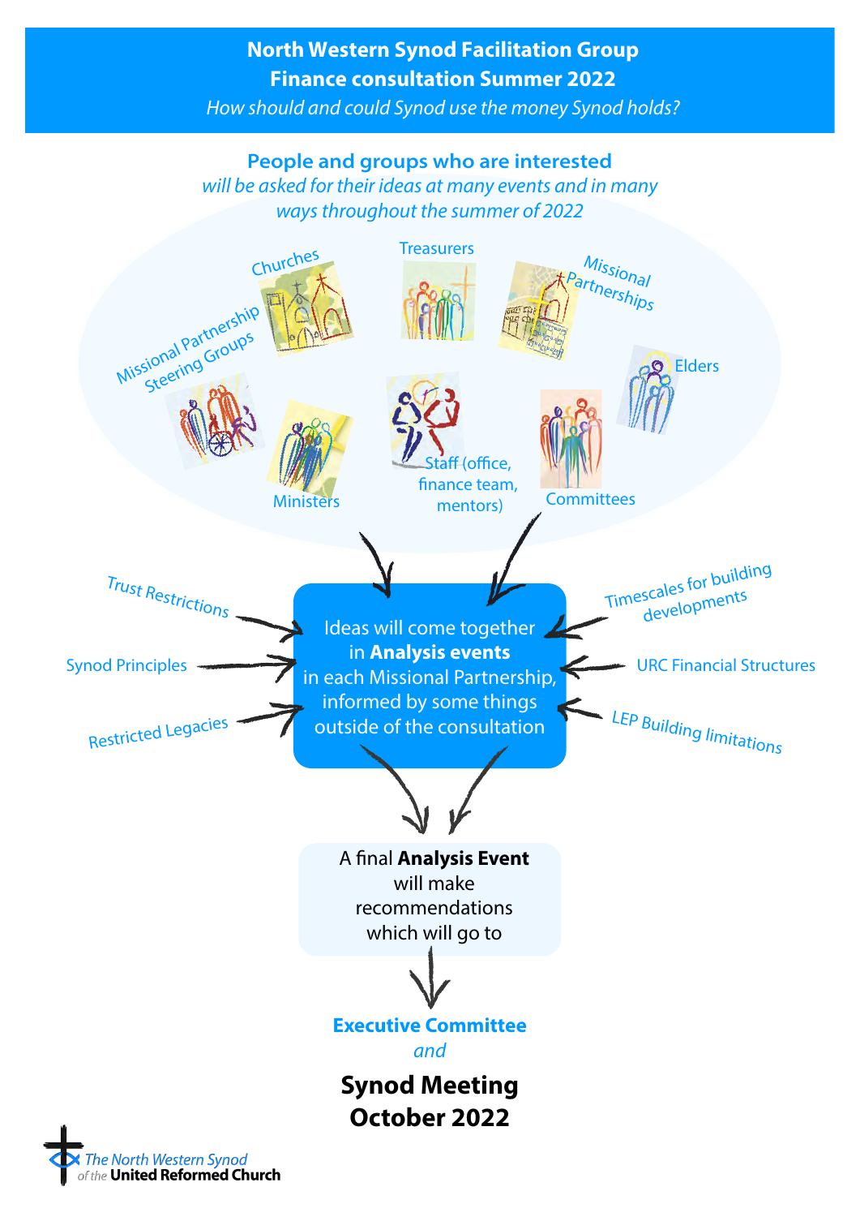# North Western Synod Facilitation Group
# Finance consultation Summer 2022

*How should and could Synod use the money Synod holds?*

## People and groups who are interested

*will be asked for their ideas at many events and in many ways throughout the summer of 2022*

Churches

Treasurers

Missional Partnerships

Missional Partnership Steering Groups

Elders

Ministers

Staff (office, finance team, mentors)

Committees

Trust Restrictions

Synod Principles

Restricted Legacies

Timescales for building developments

URC Financial Structures

LEP Building limitations

Ideas will come together in **Analysis events** in each Missional Partnership, informed by some things outside of the consultation

A final **Analysis Event** will make recommendations which will go to

**Executive Committee**

*and*

**Synod Meeting October 2022**

*The North Western Synod* *of the* **United Reformed Church**